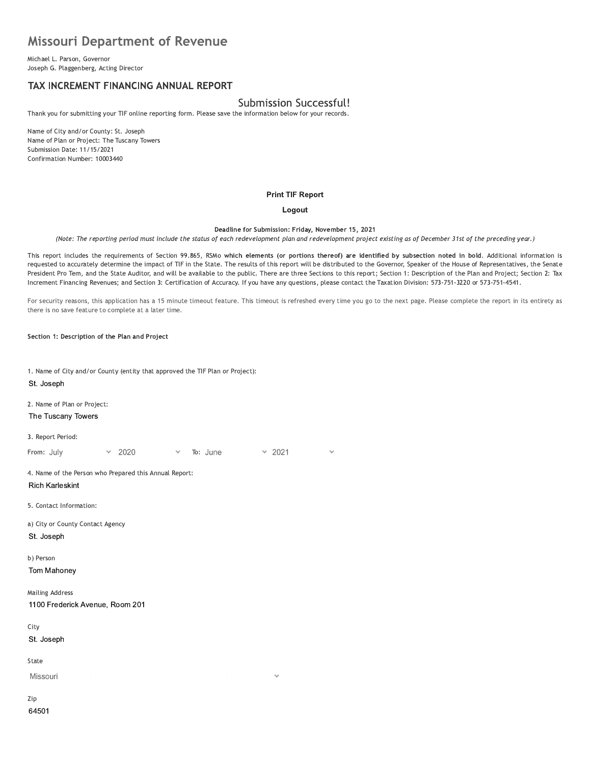# Missouri Department of Revenue

Michael L. Parson, Governor
Joseph G. Plaggenberg, Acting Director

## TAX INCREMENT FINANCING ANNUAL REPORT

### Submission Successful!

Thank you for submitting your TIF online reporting form. Please save the information below for your records.

Name of City and/or County: St. Joseph
Name of Plan or Project: The Tuscany Towers
Submission Date: 11/15/2021
Confirmation Number: 10003440

**Print TIF Report**

**Logout**

**Deadline for Submission: Friday, November 15, 2021**

*(Note: The reporting period must include the status of each redevelopment plan and redevelopment project existing as of December 31st of the preceding year.)*

This report includes the requirements of Section 99.865, RSMo **which elements (or portions thereof) are identified by subsection noted in bold**. Additional information is requested to accurately determine the impact of TIF in the State. The results of this report will be distributed to the Governor, Speaker of the House of Representatives, the Senate President Pro Tem, and the State Auditor, and will be available to the public. There are three Sections to this report; Section 1: Description of the Plan and Project; Section 2: Tax Increment Financing Revenues; and Section 3: Certification of Accuracy. If you have any questions, please contact the Taxation Division: 573-751-3220 or 573-751-4541.

For security reasons, this application has a 15 minute timeout feature. This timeout is refreshed every time you go to the next page. Please complete the report in its entirety as there is no save feature to complete at a later time.

**Section 1: Description of the Plan and Project**

1. Name of City and/or County (entity that approved the TIF Plan or Project):
St. Joseph

2. Name of Plan or Project:
The Tuscany Towers

3. Report Period:
From: July 2020 To: June 2021

4. Name of the Person who Prepared this Annual Report:
Rich Karleskint

5. Contact Information:

a) City or County Contact Agency
St. Joseph

b) Person
Tom Mahoney

Mailing Address
1100 Frederick Avenue, Room 201

City
St. Joseph

State
Missouri

Zip
64501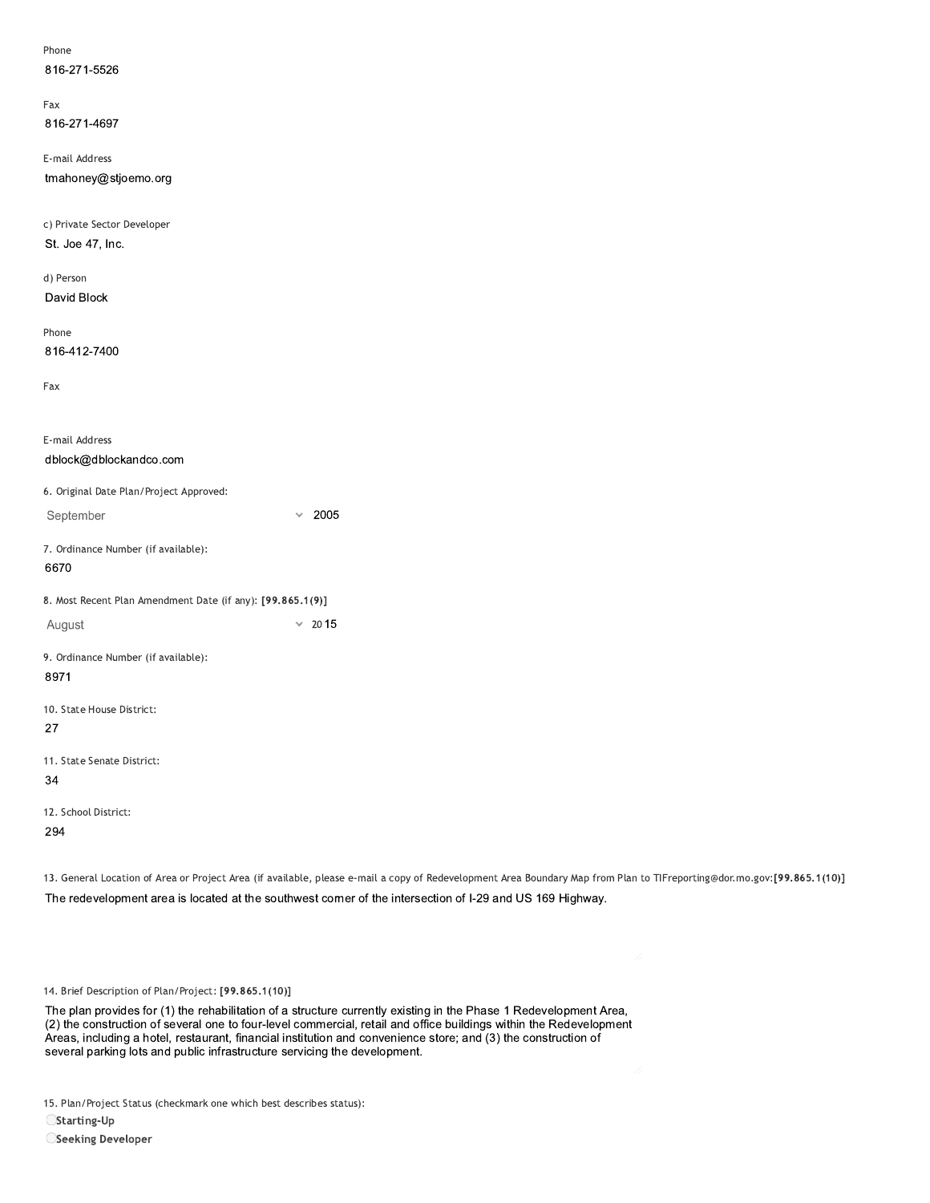Phone

816-271-5526

Fax

816-271-4697

E-mail Address

tmahoney@stjoemo.org

c) Private Sector Developer

St. Joe 47, Inc.

d) Person

David Block

Phone

816-412-7400

Fax

E-mail Address

dblock@dblockandco.com

6. Original Date Plan/Project Approved:

September 2005

7. Ordinance Number (if available):

6670

8. Most Recent Plan Amendment Date (if any): **[99.865.1(9)]**

August 2015

9. Ordinance Number (if available):

8971

10. State House District:

27

11. State Senate District:

34

12. School District:

294

13. General Location of Area or Project Area (if available, please e-mail a copy of Redevelopment Area Boundary Map from Plan to TIFreporting@dor.mo.gov:**[99.865.1(10)]**

The redevelopment area is located at the southwest corner of the intersection of I-29 and US 169 Highway.

14. Brief Description of Plan/Project: **[99.865.1(10)]**

The plan provides for (1) the rehabilitation of a structure currently existing in the Phase 1 Redevelopment Area, (2) the construction of several one to four-level commercial, retail and office buildings within the Redevelopment Areas, including a hotel, restaurant, financial institution and convenience store; and (3) the construction of several parking lots and public infrastructure servicing the development.

15. Plan/Project Status (checkmark one which best describes status):

- **Starting-Up**
- **Seeking Developer**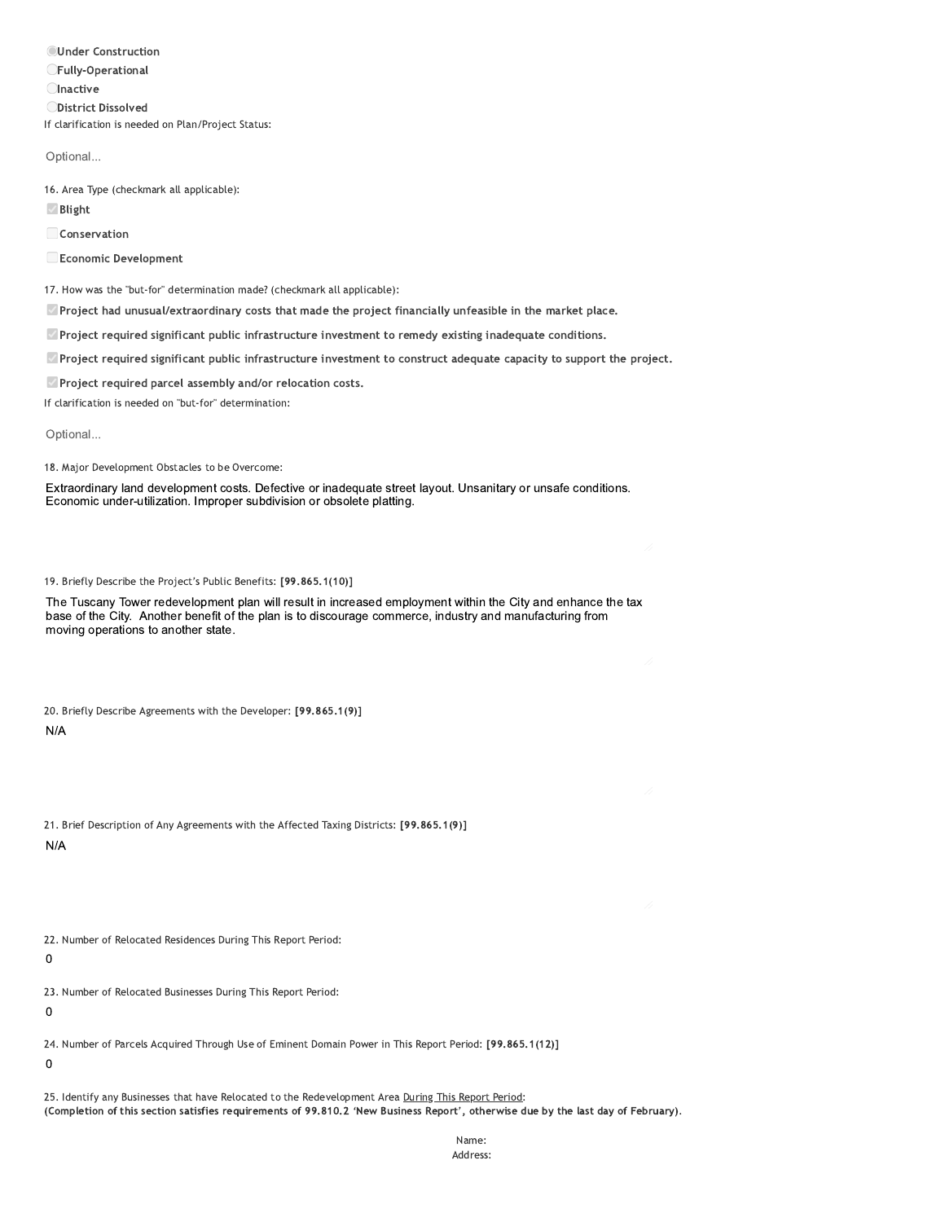- (•) **Under Construction**
- ( ) **Fully-Operational**
- ( ) **Inactive**
- ( ) **District Dissolved**

If clarification is needed on Plan/Project Status:

Optional...

16. Area Type (checkmark all applicable):

- [x] **Blight**
- [ ] **Conservation**
- [ ] **Economic Development**

17. How was the "but-for" determination made? (checkmark all applicable):

- [x] **Project had unusual/extraordinary costs that made the project financially unfeasible in the market place.**
- [x] **Project required significant public infrastructure investment to remedy existing inadequate conditions.**
- [x] **Project required significant public infrastructure investment to construct adequate capacity to support the project.**
- [x] **Project required parcel assembly and/or relocation costs.**

If clarification is needed on "but-for" determination:

Optional...

18. Major Development Obstacles to be Overcome:

Extraordinary land development costs. Defective or inadequate street layout. Unsanitary or unsafe conditions. Economic under-utilization. Improper subdivision or obsolete platting.

19. Briefly Describe the Project's Public Benefits: **[99.865.1(10)]**

The Tuscany Tower redevelopment plan will result in increased employment within the City and enhance the tax base of the City. Another benefit of the plan is to discourage commerce, industry and manufacturing from moving operations to another state.

20. Briefly Describe Agreements with the Developer: **[99.865.1(9)]**

N/A

21. Brief Description of Any Agreements with the Affected Taxing Districts: **[99.865.1(9)]**

N/A

22. Number of Relocated Residences During This Report Period:

0

23. Number of Relocated Businesses During This Report Period:

0

24. Number of Parcels Acquired Through Use of Eminent Domain Power in This Report Period: **[99.865.1(12)]**

0

25. Identify any Businesses that have Relocated to the Redevelopment Area During This Report Period:
**(Completion of this section satisfies requirements of 99.810.2 'New Business Report', otherwise due by the last day of February).**

Name:
Address: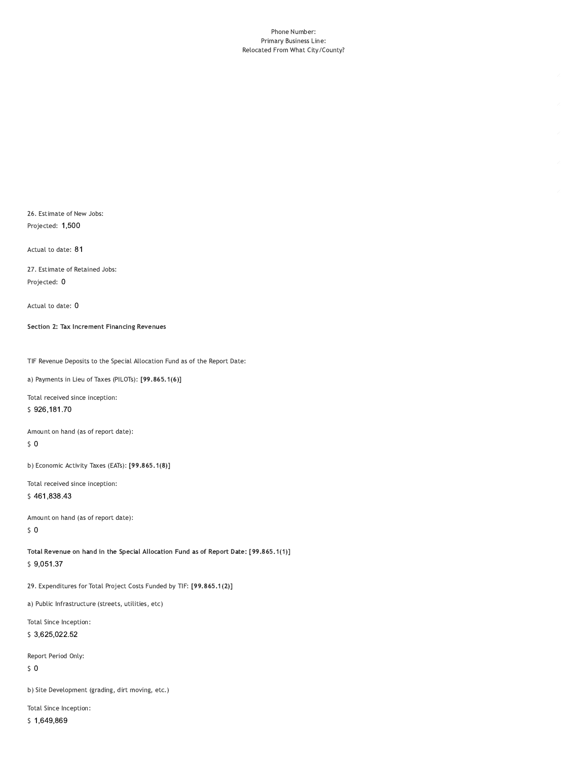Phone Number:

Primary Business Line:

Relocated From What City/County?

26. Estimate of New Jobs:

Projected: 1,500

Actual to date: 81

27. Estimate of Retained Jobs:

Projected: 0

Actual to date: 0

**Section 2: Tax Increment Financing Revenues**

TIF Revenue Deposits to the Special Allocation Fund as of the Report Date:

a) Payments in Lieu of Taxes (PILOTs): **[99.865.1(6)]**

Total received since inception:

$ 926,181.70

Amount on hand (as of report date):

$ 0

b) Economic Activity Taxes (EATs): **[99.865.1(8)]**

Total received since inception:

$ 461,838.43

Amount on hand (as of report date):

$ 0

**Total Revenue on hand in the Special Allocation Fund as of Report Date: [99.865.1(1)]**

$ 9,051.37

29. Expenditures for Total Project Costs Funded by TIF: **[99.865.1(2)]**

a) Public Infrastructure (streets, utilities, etc)

Total Since Inception:

$ 3,625,022.52

Report Period Only:

$ 0

b) Site Development (grading, dirt moving, etc.)

Total Since Inception:

$ 1,649,869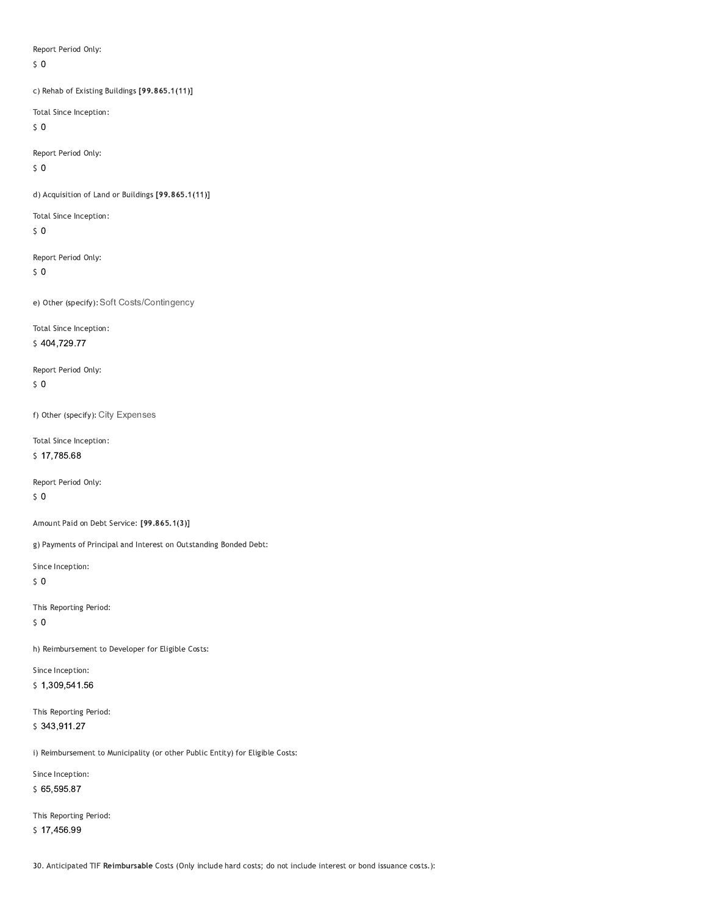Report Period Only:

$ 0

c) Rehab of Existing Buildings **[99.865.1(11)]**

Total Since Inception:

$ 0

Report Period Only:

$ 0

d) Acquisition of Land or Buildings **[99.865.1(11)]**

Total Since Inception:

$ 0

Report Period Only:

$ 0

e) Other (specify): Soft Costs/Contingency

Total Since Inception:

$ 404,729.77

Report Period Only:

$ 0

f) Other (specify): City Expenses

Total Since Inception:

$ 17,785.68

Report Period Only:

$ 0

Amount Paid on Debt Service: **[99.865.1(3)]**

g) Payments of Principal and Interest on Outstanding Bonded Debt:

Since Inception:

$ 0

This Reporting Period:

$ 0

h) Reimbursement to Developer for Eligible Costs:

Since Inception:

$ 1,309,541.56

This Reporting Period:

$ 343,911.27

i) Reimbursement to Municipality (or other Public Entity) for Eligible Costs:

Since Inception:

$ 65,595.87

This Reporting Period:

$ 17,456.99

30. Anticipated TIF **Reimbursable** Costs (Only include hard costs; do not include interest or bond issuance costs.):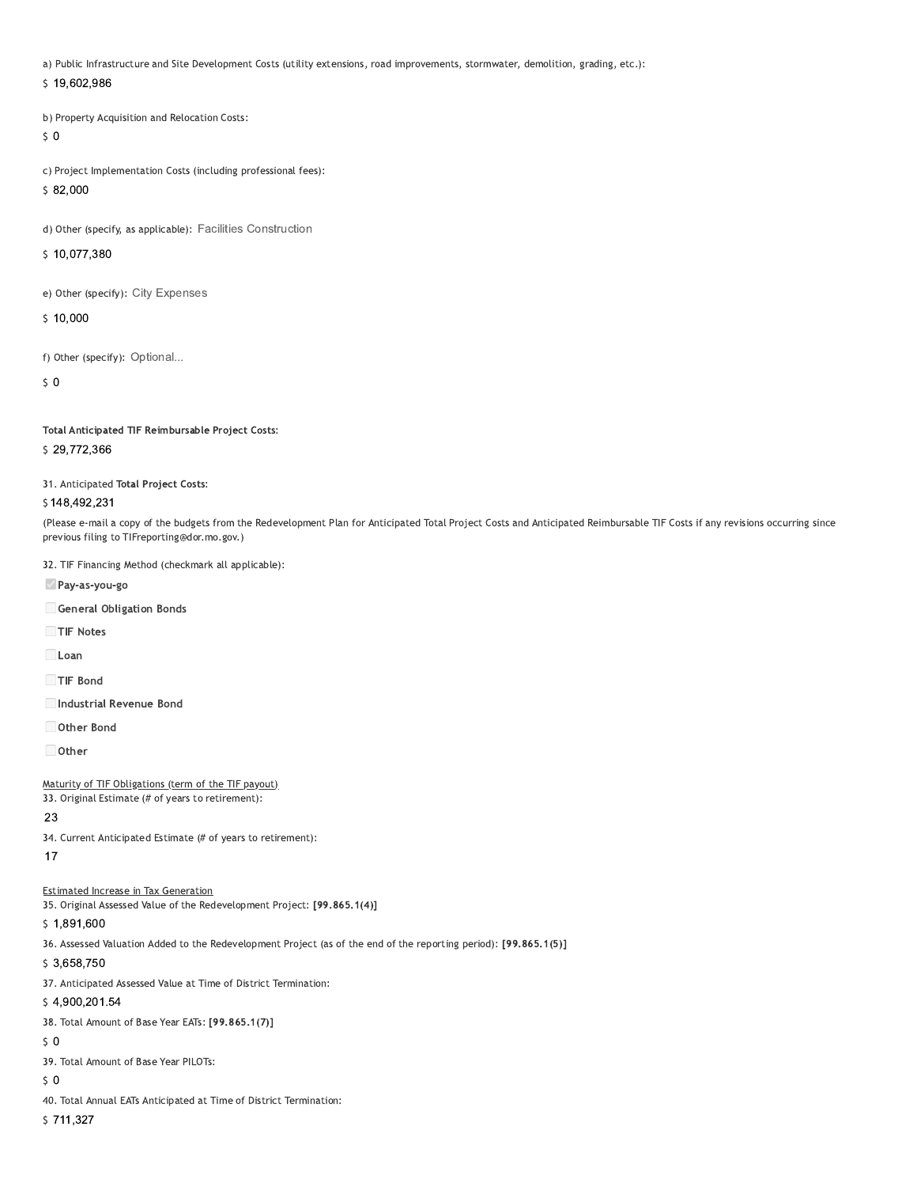a) Public Infrastructure and Site Development Costs (utility extensions, road improvements, stormwater, demolition, grading, etc.):

$ 19,602,986

b) Property Acquisition and Relocation Costs:

$ 0

c) Project Implementation Costs (including professional fees):

$ 82,000

d) Other (specify, as applicable): Facilities Construction

$ 10,077,380

e) Other (specify): City Expenses

$ 10,000

f) Other (specify): Optional...

$ 0

**Total Anticipated TIF Reimbursable Project Costs:**

$ 29,772,366

31. Anticipated **Total Project Costs:**

$ 148,492,231

(Please e-mail a copy of the budgets from the Redevelopment Plan for Anticipated Total Project Costs and Anticipated Reimbursable TIF Costs if any revisions occurring since previous filing to TIFreporting@dor.mo.gov.)

32. TIF Financing Method (checkmark all applicable):

- [x] **Pay-as-you-go**
- [ ] **General Obligation Bonds**
- [ ] **TIF Notes**
- [ ] **Loan**
- [ ] **TIF Bond**
- [ ] **Industrial Revenue Bond**
- [ ] **Other Bond**
- [ ] **Other**

Maturity of TIF Obligations (term of the TIF payout)

33. Original Estimate (# of years to retirement):

23

34. Current Anticipated Estimate (# of years to retirement):

17

Estimated Increase in Tax Generation

35. Original Assessed Value of the Redevelopment Project: **[99.865.1(4)]**

$ 1,891,600

36. Assessed Valuation Added to the Redevelopment Project (as of the end of the reporting period): **[99.865.1(5)]**

$ 3,658,750

37. Anticipated Assessed Value at Time of District Termination:

$ 4,900,201.54

38. Total Amount of Base Year EATs: **[99.865.1(7)]**

$ 0

39. Total Amount of Base Year PILOTs:

$ 0

40. Total Annual EATs Anticipated at Time of District Termination:

$ 711,327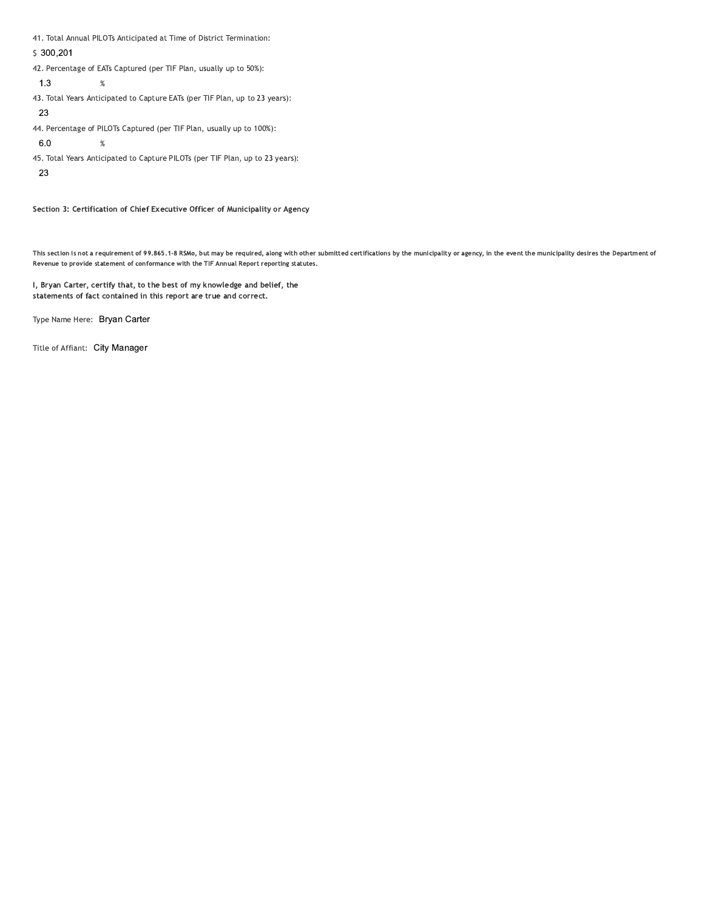41. Total Annual PILOTs Anticipated at Time of District Termination:

$ 300,201

42. Percentage of EATs Captured (per TIF Plan, usually up to 50%):

1.3 %

43. Total Years Anticipated to Capture EATs (per TIF Plan, up to 23 years):

23

44. Percentage of PILOTs Captured (per TIF Plan, usually up to 100%):

6.0 %

45. Total Years Anticipated to Capture PILOTs (per TIF Plan, up to 23 years):

23

**Section 3: Certification of Chief Executive Officer of Municipality or Agency**

**This section is not a requirement of 99.865.1-8 RSMo, but may be required, along with other submitted certifications by the municipality or agency, in the event the municipality desires the Department of Revenue to provide statement of conformance with the TIF Annual Report reporting statutes.**

**I, Bryan Carter, certify that, to the best of my knowledge and belief, the statements of fact contained in this report are true and correct.**

Type Name Here: Bryan Carter

Title of Affiant: City Manager